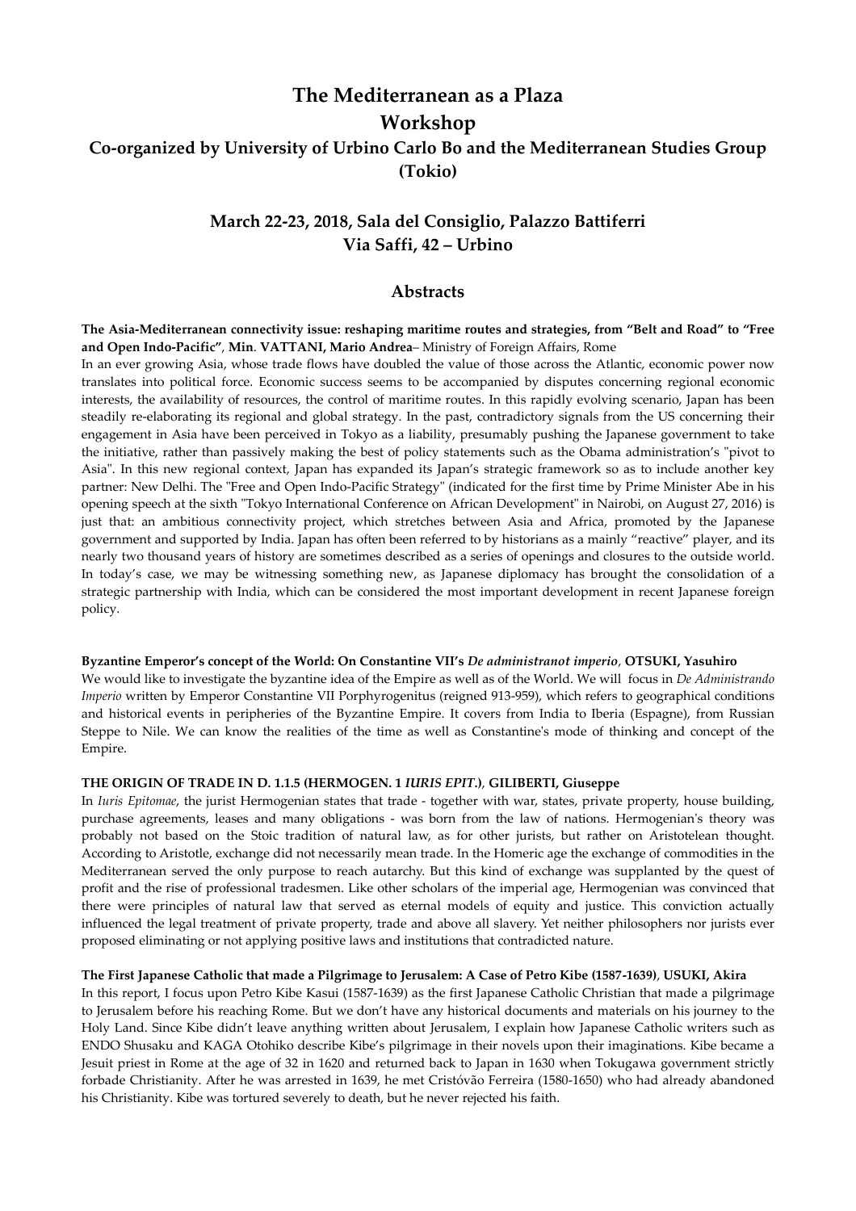# The Mediterranean as a Plaza
# Workshop
## Co-organized by University of Urbino Carlo Bo and the Mediterranean Studies Group (Tokio)

### March 22-23, 2018, Sala del Consiglio, Palazzo Battiferri
### Via Saffi, 42 – Urbino

## Abstracts

**The Asia-Mediterranean connectivity issue: reshaping maritime routes and strategies, from "Belt and Road" to "Free and Open Indo-Pacific"**, **Min**. **VATTANI, Mario Andrea**– Ministry of Foreign Affairs, Rome

In an ever growing Asia, whose trade flows have doubled the value of those across the Atlantic, economic power now translates into political force. Economic success seems to be accompanied by disputes concerning regional economic interests, the availability of resources, the control of maritime routes. In this rapidly evolving scenario, Japan has been steadily re-elaborating its regional and global strategy. In the past, contradictory signals from the US concerning their engagement in Asia have been perceived in Tokyo as a liability, presumably pushing the Japanese government to take the initiative, rather than passively making the best of policy statements such as the Obama administration's "pivot to Asia". In this new regional context, Japan has expanded its Japan's strategic framework so as to include another key partner: New Delhi. The "Free and Open Indo-Pacific Strategy" (indicated for the first time by Prime Minister Abe in his opening speech at the sixth "Tokyo International Conference on African Development" in Nairobi, on August 27, 2016) is just that: an ambitious connectivity project, which stretches between Asia and Africa, promoted by the Japanese government and supported by India. Japan has often been referred to by historians as a mainly "reactive" player, and its nearly two thousand years of history are sometimes described as a series of openings and closures to the outside world. In today's case, we may be witnessing something new, as Japanese diplomacy has brought the consolidation of a strategic partnership with India, which can be considered the most important development in recent Japanese foreign policy.

**Byzantine Emperor's concept of the World: On Constantine VII's *De administranot imperio*, OTSUKI, Yasuhiro**

We would like to investigate the byzantine idea of the Empire as well as of the World. We will focus in *De Administrando Imperio* written by Emperor Constantine VII Porphyrogenitus (reigned 913-959), which refers to geographical conditions and historical events in peripheries of the Byzantine Empire. It covers from India to Iberia (Espagne), from Russian Steppe to Nile. We can know the realities of the time as well as Constantine's mode of thinking and concept of the Empire.

**THE ORIGIN OF TRADE IN D. 1.1.5 (HERMOGEN. 1 *IURIS EPIT*.)**, **GILIBERTI, Giuseppe**

In *Iuris Epitomae*, the jurist Hermogenian states that trade - together with war, states, private property, house building, purchase agreements, leases and many obligations - was born from the law of nations. Hermogenian's theory was probably not based on the Stoic tradition of natural law, as for other jurists, but rather on Aristotelean thought. According to Aristotle, exchange did not necessarily mean trade. In the Homeric age the exchange of commodities in the Mediterranean served the only purpose to reach autarchy. But this kind of exchange was supplanted by the quest of profit and the rise of professional tradesmen. Like other scholars of the imperial age, Hermogenian was convinced that there were principles of natural law that served as eternal models of equity and justice. This conviction actually influenced the legal treatment of private property, trade and above all slavery. Yet neither philosophers nor jurists ever proposed eliminating or not applying positive laws and institutions that contradicted nature.

**The First Japanese Catholic that made a Pilgrimage to Jerusalem: A Case of Petro Kibe (1587-1639)**, **USUKI, Akira**

In this report, I focus upon Petro Kibe Kasui (1587-1639) as the first Japanese Catholic Christian that made a pilgrimage to Jerusalem before his reaching Rome. But we don't have any historical documents and materials on his journey to the Holy Land. Since Kibe didn't leave anything written about Jerusalem, I explain how Japanese Catholic writers such as ENDO Shusaku and KAGA Otohiko describe Kibe's pilgrimage in their novels upon their imaginations. Kibe became a Jesuit priest in Rome at the age of 32 in 1620 and returned back to Japan in 1630 when Tokugawa government strictly forbade Christianity. After he was arrested in 1639, he met Cristóvão Ferreira (1580-1650) who had already abandoned his Christianity. Kibe was tortured severely to death, but he never rejected his faith.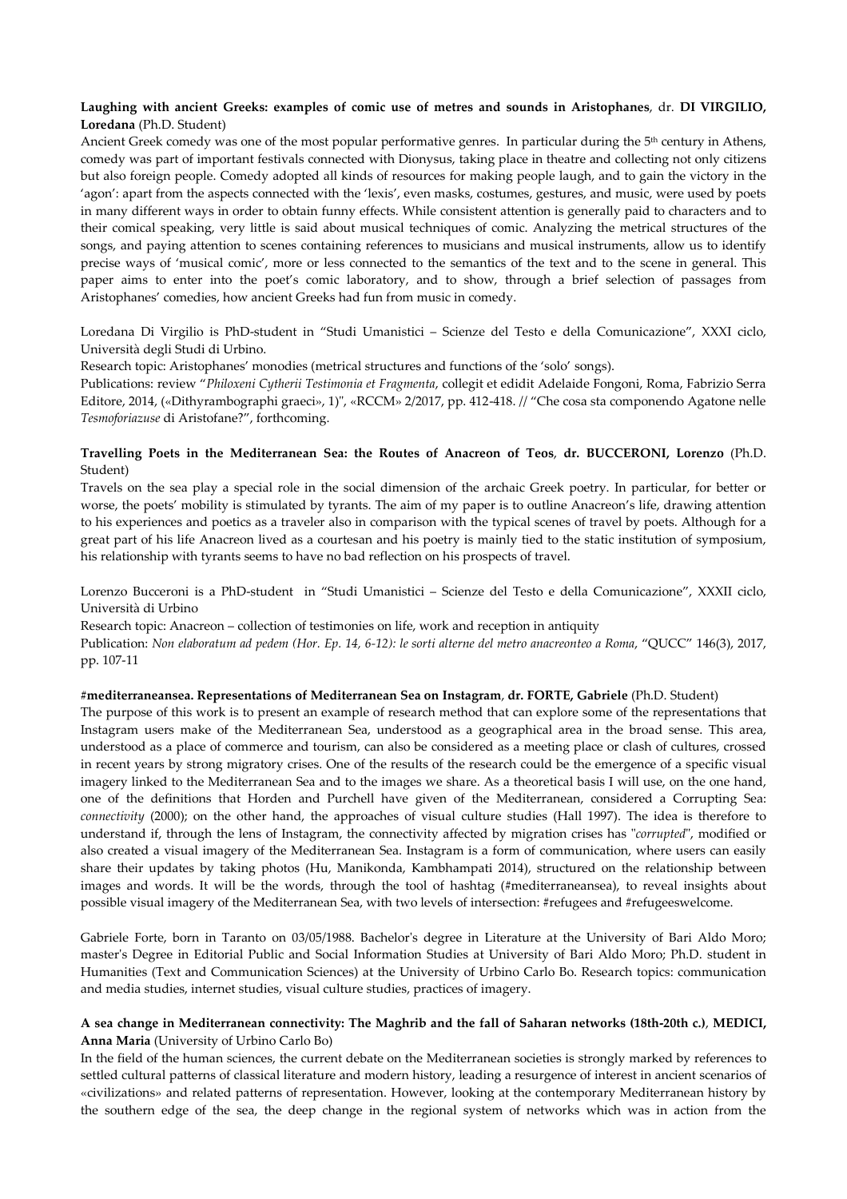**Laughing with ancient Greeks: examples of comic use of metres and sounds in Aristophanes**, dr. **DI VIRGILIO, Loredana** (Ph.D. Student)

Ancient Greek comedy was one of the most popular performative genres. In particular during the 5th century in Athens, comedy was part of important festivals connected with Dionysus, taking place in theatre and collecting not only citizens but also foreign people. Comedy adopted all kinds of resources for making people laugh, and to gain the victory in the 'agon': apart from the aspects connected with the 'lexis', even masks, costumes, gestures, and music, were used by poets in many different ways in order to obtain funny effects. While consistent attention is generally paid to characters and to their comical speaking, very little is said about musical techniques of comic. Analyzing the metrical structures of the songs, and paying attention to scenes containing references to musicians and musical instruments, allow us to identify precise ways of 'musical comic', more or less connected to the semantics of the text and to the scene in general. This paper aims to enter into the poet's comic laboratory, and to show, through a brief selection of passages from Aristophanes' comedies, how ancient Greeks had fun from music in comedy.

Loredana Di Virgilio is PhD-student in "Studi Umanistici – Scienze del Testo e della Comunicazione", XXXI ciclo, Università degli Studi di Urbino.

Research topic: Aristophanes' monodies (metrical structures and functions of the 'solo' songs).

Publications: review "*Philoxeni Cytherii Testimonia et Fragmenta*, collegit et edidit Adelaide Fongoni, Roma, Fabrizio Serra Editore, 2014, («Dithyrambographi graeci», 1)", «RCCM» 2/2017, pp. 412-418. // "Che cosa sta componendo Agatone nelle *Tesmoforiazuse* di Aristofane?", forthcoming.

**Travelling Poets in the Mediterranean Sea: the Routes of Anacreon of Teos**, **dr. BUCCERONI, Lorenzo** (Ph.D. Student)

Travels on the sea play a special role in the social dimension of the archaic Greek poetry. In particular, for better or worse, the poets' mobility is stimulated by tyrants. The aim of my paper is to outline Anacreon's life, drawing attention to his experiences and poetics as a traveler also in comparison with the typical scenes of travel by poets. Although for a great part of his life Anacreon lived as a courtesan and his poetry is mainly tied to the static institution of symposium, his relationship with tyrants seems to have no bad reflection on his prospects of travel.

Lorenzo Bucceroni is a PhD-student in "Studi Umanistici – Scienze del Testo e della Comunicazione", XXXII ciclo, Università di Urbino

Research topic: Anacreon – collection of testimonies on life, work and reception in antiquity

Publication: *Non elaboratum ad pedem (Hor. Ep. 14, 6-12): le sorti alterne del metro anacreonteo a Roma*, "QUCC" 146(3), 2017, pp. 107-11

**#mediterraneansea. Representations of Mediterranean Sea on Instagram**, **dr. FORTE, Gabriele** (Ph.D. Student)

The purpose of this work is to present an example of research method that can explore some of the representations that Instagram users make of the Mediterranean Sea, understood as a geographical area in the broad sense. This area, understood as a place of commerce and tourism, can also be considered as a meeting place or clash of cultures, crossed in recent years by strong migratory crises. One of the results of the research could be the emergence of a specific visual imagery linked to the Mediterranean Sea and to the images we share. As a theoretical basis I will use, on the one hand, one of the definitions that Horden and Purchell have given of the Mediterranean, considered a Corrupting Sea: *connectivity* (2000); on the other hand, the approaches of visual culture studies (Hall 1997). The idea is therefore to understand if, through the lens of Instagram, the connectivity affected by migration crises has "*corrupted*", modified or also created a visual imagery of the Mediterranean Sea. Instagram is a form of communication, where users can easily share their updates by taking photos (Hu, Manikonda, Kambhampati 2014), structured on the relationship between images and words. It will be the words, through the tool of hashtag (#mediterraneansea), to reveal insights about possible visual imagery of the Mediterranean Sea, with two levels of intersection: #refugees and #refugeeswelcome.

Gabriele Forte, born in Taranto on 03/05/1988. Bachelor's degree in Literature at the University of Bari Aldo Moro; master's Degree in Editorial Public and Social Information Studies at University of Bari Aldo Moro; Ph.D. student in Humanities (Text and Communication Sciences) at the University of Urbino Carlo Bo. Research topics: communication and media studies, internet studies, visual culture studies, practices of imagery.

**A sea change in Mediterranean connectivity: The Maghrib and the fall of Saharan networks (18th-20th c.)**, **MEDICI, Anna Maria** (University of Urbino Carlo Bo)

In the field of the human sciences, the current debate on the Mediterranean societies is strongly marked by references to settled cultural patterns of classical literature and modern history, leading a resurgence of interest in ancient scenarios of «civilizations» and related patterns of representation. However, looking at the contemporary Mediterranean history by the southern edge of the sea, the deep change in the regional system of networks which was in action from the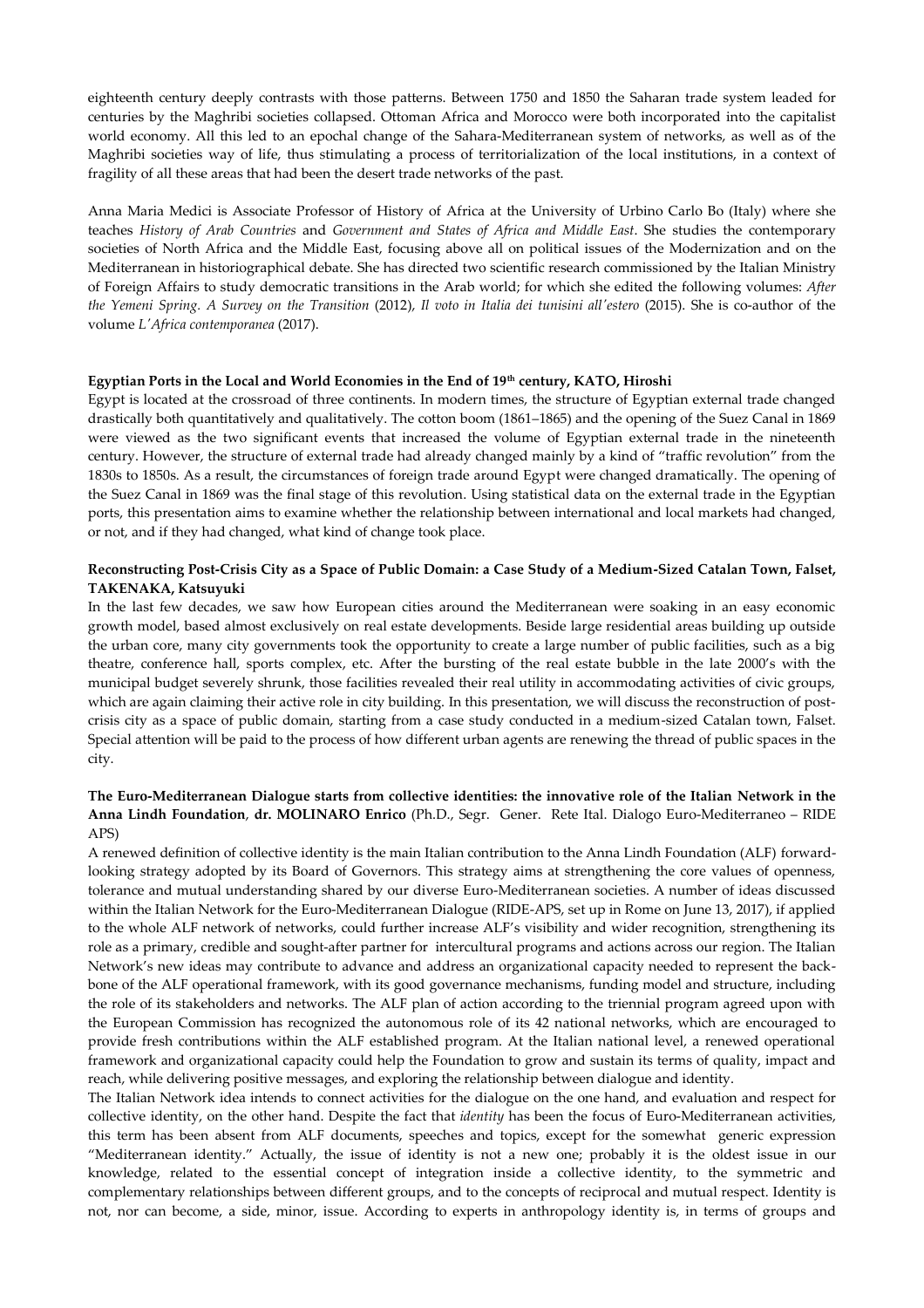eighteenth century deeply contrasts with those patterns. Between 1750 and 1850 the Saharan trade system leaded for centuries by the Maghribi societies collapsed. Ottoman Africa and Morocco were both incorporated into the capitalist world economy. All this led to an epochal change of the Sahara-Mediterranean system of networks, as well as of the Maghribi societies way of life, thus stimulating a process of territorialization of the local institutions, in a context of fragility of all these areas that had been the desert trade networks of the past.

Anna Maria Medici is Associate Professor of History of Africa at the University of Urbino Carlo Bo (Italy) where she teaches *History of Arab Countries* and *Government and States of Africa and Middle East*. She studies the contemporary societies of North Africa and the Middle East, focusing above all on political issues of the Modernization and on the Mediterranean in historiographical debate. She has directed two scientific research commissioned by the Italian Ministry of Foreign Affairs to study democratic transitions in the Arab world; for which she edited the following volumes: *After the Yemeni Spring. A Survey on the Transition* (2012), *Il voto in Italia dei tunisini all'estero* (2015). She is co-author of the volume *L'Africa contemporanea* (2017).

**Egyptian Ports in the Local and World Economies in the End of 19th century, KATO, Hiroshi**

Egypt is located at the crossroad of three continents. In modern times, the structure of Egyptian external trade changed drastically both quantitatively and qualitatively. The cotton boom (1861–1865) and the opening of the Suez Canal in 1869 were viewed as the two significant events that increased the volume of Egyptian external trade in the nineteenth century. However, the structure of external trade had already changed mainly by a kind of "traffic revolution" from the 1830s to 1850s. As a result, the circumstances of foreign trade around Egypt were changed dramatically. The opening of the Suez Canal in 1869 was the final stage of this revolution. Using statistical data on the external trade in the Egyptian ports, this presentation aims to examine whether the relationship between international and local markets had changed, or not, and if they had changed, what kind of change took place.

**Reconstructing Post-Crisis City as a Space of Public Domain: a Case Study of a Medium-Sized Catalan Town, Falset, TAKENAKA, Katsuyuki**

In the last few decades, we saw how European cities around the Mediterranean were soaking in an easy economic growth model, based almost exclusively on real estate developments. Beside large residential areas building up outside the urban core, many city governments took the opportunity to create a large number of public facilities, such as a big theatre, conference hall, sports complex, etc. After the bursting of the real estate bubble in the late 2000's with the municipal budget severely shrunk, those facilities revealed their real utility in accommodating activities of civic groups, which are again claiming their active role in city building. In this presentation, we will discuss the reconstruction of post-crisis city as a space of public domain, starting from a case study conducted in a medium-sized Catalan town, Falset. Special attention will be paid to the process of how different urban agents are renewing the thread of public spaces in the city.

**The Euro-Mediterranean Dialogue starts from collective identities: the innovative role of the Italian Network in the Anna Lindh Foundation**, **dr. MOLINARO Enrico** (Ph.D., Segr. Gener. Rete Ital. Dialogo Euro-Mediterraneo – RIDE APS)

A renewed definition of collective identity is the main Italian contribution to the Anna Lindh Foundation (ALF) forward-looking strategy adopted by its Board of Governors. This strategy aims at strengthening the core values of openness, tolerance and mutual understanding shared by our diverse Euro-Mediterranean societies. A number of ideas discussed within the Italian Network for the Euro-Mediterranean Dialogue (RIDE-APS, set up in Rome on June 13, 2017), if applied to the whole ALF network of networks, could further increase ALF's visibility and wider recognition, strengthening its role as a primary, credible and sought-after partner for intercultural programs and actions across our region. The Italian Network's new ideas may contribute to advance and address an organizational capacity needed to represent the back-bone of the ALF operational framework, with its good governance mechanisms, funding model and structure, including the role of its stakeholders and networks. The ALF plan of action according to the triennial program agreed upon with the European Commission has recognized the autonomous role of its 42 national networks, which are encouraged to provide fresh contributions within the ALF established program. At the Italian national level, a renewed operational framework and organizational capacity could help the Foundation to grow and sustain its terms of quality, impact and reach, while delivering positive messages, and exploring the relationship between dialogue and identity.

The Italian Network idea intends to connect activities for the dialogue on the one hand, and evaluation and respect for collective identity, on the other hand. Despite the fact that *identity* has been the focus of Euro-Mediterranean activities, this term has been absent from ALF documents, speeches and topics, except for the somewhat generic expression "Mediterranean identity." Actually, the issue of identity is not a new one; probably it is the oldest issue in our knowledge, related to the essential concept of integration inside a collective identity, to the symmetric and complementary relationships between different groups, and to the concepts of reciprocal and mutual respect. Identity is not, nor can become, a side, minor, issue. According to experts in anthropology identity is, in terms of groups and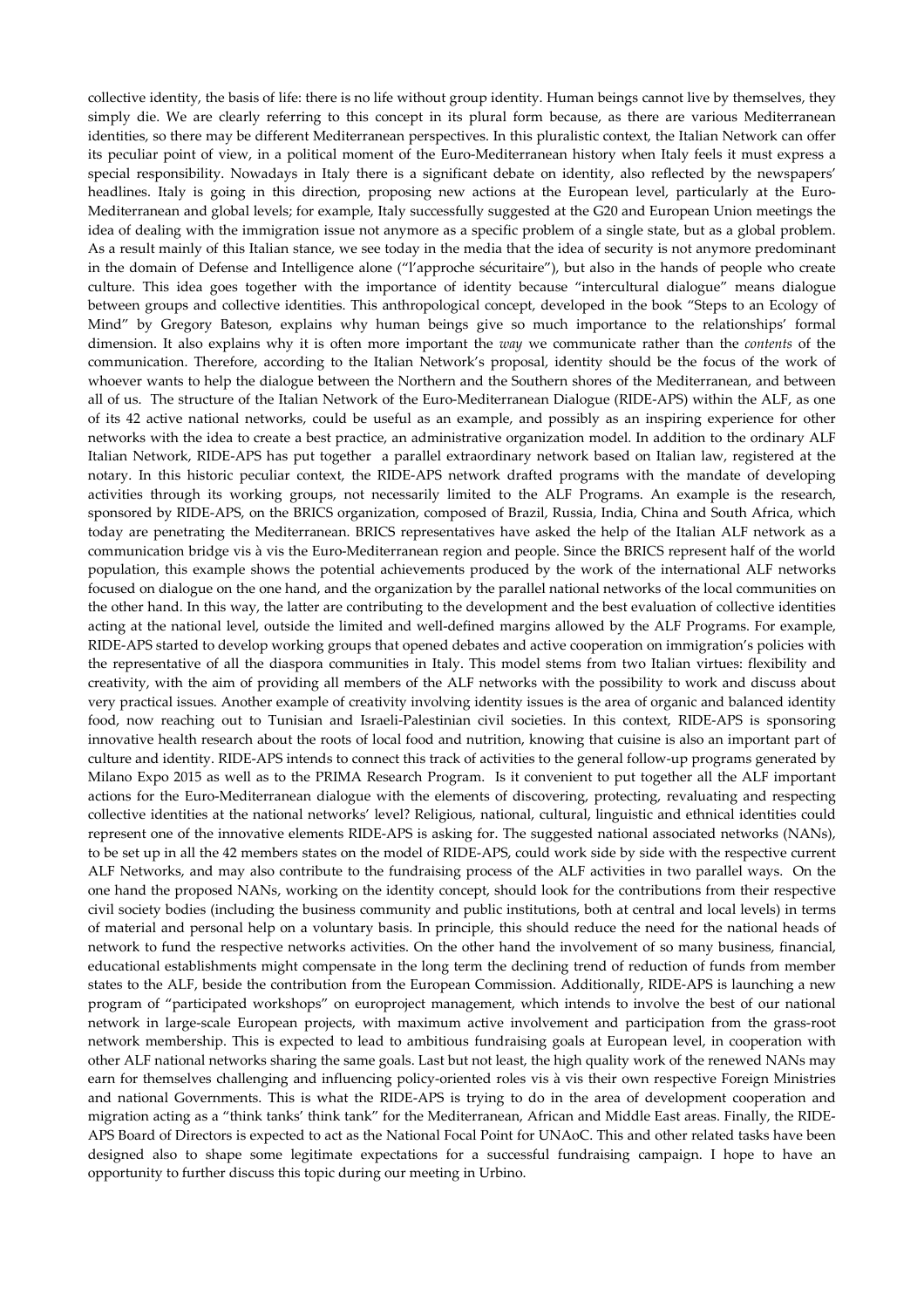collective identity, the basis of life: there is no life without group identity. Human beings cannot live by themselves, they simply die. We are clearly referring to this concept in its plural form because, as there are various Mediterranean identities, so there may be different Mediterranean perspectives. In this pluralistic context, the Italian Network can offer its peculiar point of view, in a political moment of the Euro-Mediterranean history when Italy feels it must express a special responsibility. Nowadays in Italy there is a significant debate on identity, also reflected by the newspapers' headlines. Italy is going in this direction, proposing new actions at the European level, particularly at the Euro-Mediterranean and global levels; for example, Italy successfully suggested at the G20 and European Union meetings the idea of dealing with the immigration issue not anymore as a specific problem of a single state, but as a global problem. As a result mainly of this Italian stance, we see today in the media that the idea of security is not anymore predominant in the domain of Defense and Intelligence alone ("l'approche sécuritaire"), but also in the hands of people who create culture. This idea goes together with the importance of identity because "intercultural dialogue" means dialogue between groups and collective identities. This anthropological concept, developed in the book "Steps to an Ecology of Mind" by Gregory Bateson, explains why human beings give so much importance to the relationships' formal dimension. It also explains why it is often more important the *way* we communicate rather than the *contents* of the communication. Therefore, according to the Italian Network's proposal, identity should be the focus of the work of whoever wants to help the dialogue between the Northern and the Southern shores of the Mediterranean, and between all of us. The structure of the Italian Network of the Euro-Mediterranean Dialogue (RIDE-APS) within the ALF, as one of its 42 active national networks, could be useful as an example, and possibly as an inspiring experience for other networks with the idea to create a best practice, an administrative organization model. In addition to the ordinary ALF Italian Network, RIDE-APS has put together a parallel extraordinary network based on Italian law, registered at the notary. In this historic peculiar context, the RIDE-APS network drafted programs with the mandate of developing activities through its working groups, not necessarily limited to the ALF Programs. An example is the research, sponsored by RIDE-APS, on the BRICS organization, composed of Brazil, Russia, India, China and South Africa, which today are penetrating the Mediterranean. BRICS representatives have asked the help of the Italian ALF network as a communication bridge vis à vis the Euro-Mediterranean region and people. Since the BRICS represent half of the world population, this example shows the potential achievements produced by the work of the international ALF networks focused on dialogue on the one hand, and the organization by the parallel national networks of the local communities on the other hand. In this way, the latter are contributing to the development and the best evaluation of collective identities acting at the national level, outside the limited and well-defined margins allowed by the ALF Programs. For example, RIDE-APS started to develop working groups that opened debates and active cooperation on immigration's policies with the representative of all the diaspora communities in Italy. This model stems from two Italian virtues: flexibility and creativity, with the aim of providing all members of the ALF networks with the possibility to work and discuss about very practical issues. Another example of creativity involving identity issues is the area of organic and balanced identity food, now reaching out to Tunisian and Israeli-Palestinian civil societies. In this context, RIDE-APS is sponsoring innovative health research about the roots of local food and nutrition, knowing that cuisine is also an important part of culture and identity. RIDE-APS intends to connect this track of activities to the general follow-up programs generated by Milano Expo 2015 as well as to the PRIMA Research Program. Is it convenient to put together all the ALF important actions for the Euro-Mediterranean dialogue with the elements of discovering, protecting, revaluating and respecting collective identities at the national networks' level? Religious, national, cultural, linguistic and ethnical identities could represent one of the innovative elements RIDE-APS is asking for. The suggested national associated networks (NANs), to be set up in all the 42 members states on the model of RIDE-APS, could work side by side with the respective current ALF Networks, and may also contribute to the fundraising process of the ALF activities in two parallel ways. On the one hand the proposed NANs, working on the identity concept, should look for the contributions from their respective civil society bodies (including the business community and public institutions, both at central and local levels) in terms of material and personal help on a voluntary basis. In principle, this should reduce the need for the national heads of network to fund the respective networks activities. On the other hand the involvement of so many business, financial, educational establishments might compensate in the long term the declining trend of reduction of funds from member states to the ALF, beside the contribution from the European Commission. Additionally, RIDE-APS is launching a new program of "participated workshops" on europroject management, which intends to involve the best of our national network in large-scale European projects, with maximum active involvement and participation from the grass-root network membership. This is expected to lead to ambitious fundraising goals at European level, in cooperation with other ALF national networks sharing the same goals. Last but not least, the high quality work of the renewed NANs may earn for themselves challenging and influencing policy-oriented roles vis à vis their own respective Foreign Ministries and national Governments. This is what the RIDE-APS is trying to do in the area of development cooperation and migration acting as a "think tanks' think tank" for the Mediterranean, African and Middle East areas. Finally, the RIDE-APS Board of Directors is expected to act as the National Focal Point for UNAoC. This and other related tasks have been designed also to shape some legitimate expectations for a successful fundraising campaign. I hope to have an opportunity to further discuss this topic during our meeting in Urbino.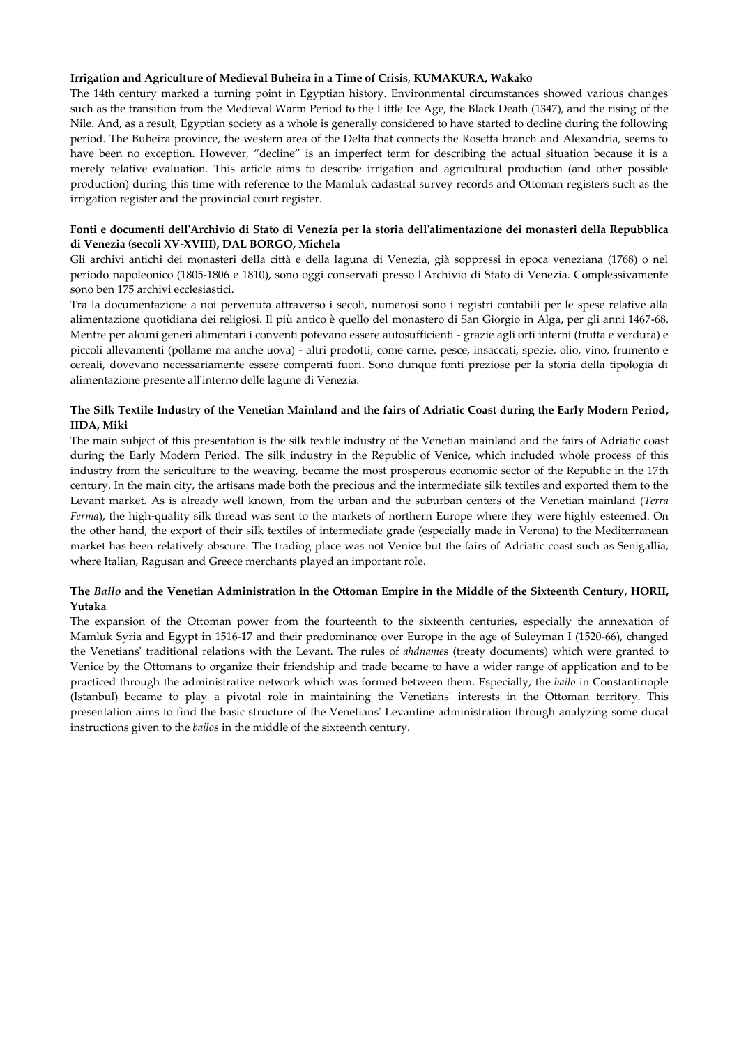**Irrigation and Agriculture of Medieval Buheira in a Time of Crisis**, **KUMAKURA, Wakako**

The 14th century marked a turning point in Egyptian history. Environmental circumstances showed various changes such as the transition from the Medieval Warm Period to the Little Ice Age, the Black Death (1347), and the rising of the Nile. And, as a result, Egyptian society as a whole is generally considered to have started to decline during the following period. The Buheira province, the western area of the Delta that connects the Rosetta branch and Alexandria, seems to have been no exception. However, "decline" is an imperfect term for describing the actual situation because it is a merely relative evaluation. This article aims to describe irrigation and agricultural production (and other possible production) during this time with reference to the Mamluk cadastral survey records and Ottoman registers such as the irrigation register and the provincial court register.

**Fonti e documenti dell'Archivio di Stato di Venezia per la storia dell'alimentazione dei monasteri della Repubblica di Venezia (secoli XV-XVIII), DAL BORGO, Michela**

Gli archivi antichi dei monasteri della città e della laguna di Venezia, già soppressi in epoca veneziana (1768) o nel periodo napoleonico (1805-1806 e 1810), sono oggi conservati presso l'Archivio di Stato di Venezia. Complessivamente sono ben 175 archivi ecclesiastici.

Tra la documentazione a noi pervenuta attraverso i secoli, numerosi sono i registri contabili per le spese relative alla alimentazione quotidiana dei religiosi. Il più antico è quello del monastero di San Giorgio in Alga, per gli anni 1467-68. Mentre per alcuni generi alimentari i conventi potevano essere autosufficienti - grazie agli orti interni (frutta e verdura) e piccoli allevamenti (pollame ma anche uova) - altri prodotti, come carne, pesce, insaccati, spezie, olio, vino, frumento e cereali, dovevano necessariamente essere comperati fuori. Sono dunque fonti preziose per la storia della tipologia di alimentazione presente all'interno delle lagune di Venezia.

**The Silk Textile Industry of the Venetian Mainland and the fairs of Adriatic Coast during the Early Modern Period, IIDA, Miki**

The main subject of this presentation is the silk textile industry of the Venetian mainland and the fairs of Adriatic coast during the Early Modern Period. The silk industry in the Republic of Venice, which included whole process of this industry from the sericulture to the weaving, became the most prosperous economic sector of the Republic in the 17th century. In the main city, the artisans made both the precious and the intermediate silk textiles and exported them to the Levant market. As is already well known, from the urban and the suburban centers of the Venetian mainland (*Terra Ferma*), the high-quality silk thread was sent to the markets of northern Europe where they were highly esteemed. On the other hand, the export of their silk textiles of intermediate grade (especially made in Verona) to the Mediterranean market has been relatively obscure. The trading place was not Venice but the fairs of Adriatic coast such as Senigallia, where Italian, Ragusan and Greece merchants played an important role.

**The *Bailo* and the Venetian Administration in the Ottoman Empire in the Middle of the Sixteenth Century**, **HORII, Yutaka**

The expansion of the Ottoman power from the fourteenth to the sixteenth centuries, especially the annexation of Mamluk Syria and Egypt in 1516-17 and their predominance over Europe in the age of Suleyman I (1520-66), changed the Venetians' traditional relations with the Levant. The rules of *ahdname*s (treaty documents) which were granted to Venice by the Ottomans to organize their friendship and trade became to have a wider range of application and to be practiced through the administrative network which was formed between them. Especially, the *bailo* in Constantinople (Istanbul) became to play a pivotal role in maintaining the Venetians' interests in the Ottoman territory. This presentation aims to find the basic structure of the Venetians' Levantine administration through analyzing some ducal instructions given to the *bailo*s in the middle of the sixteenth century.